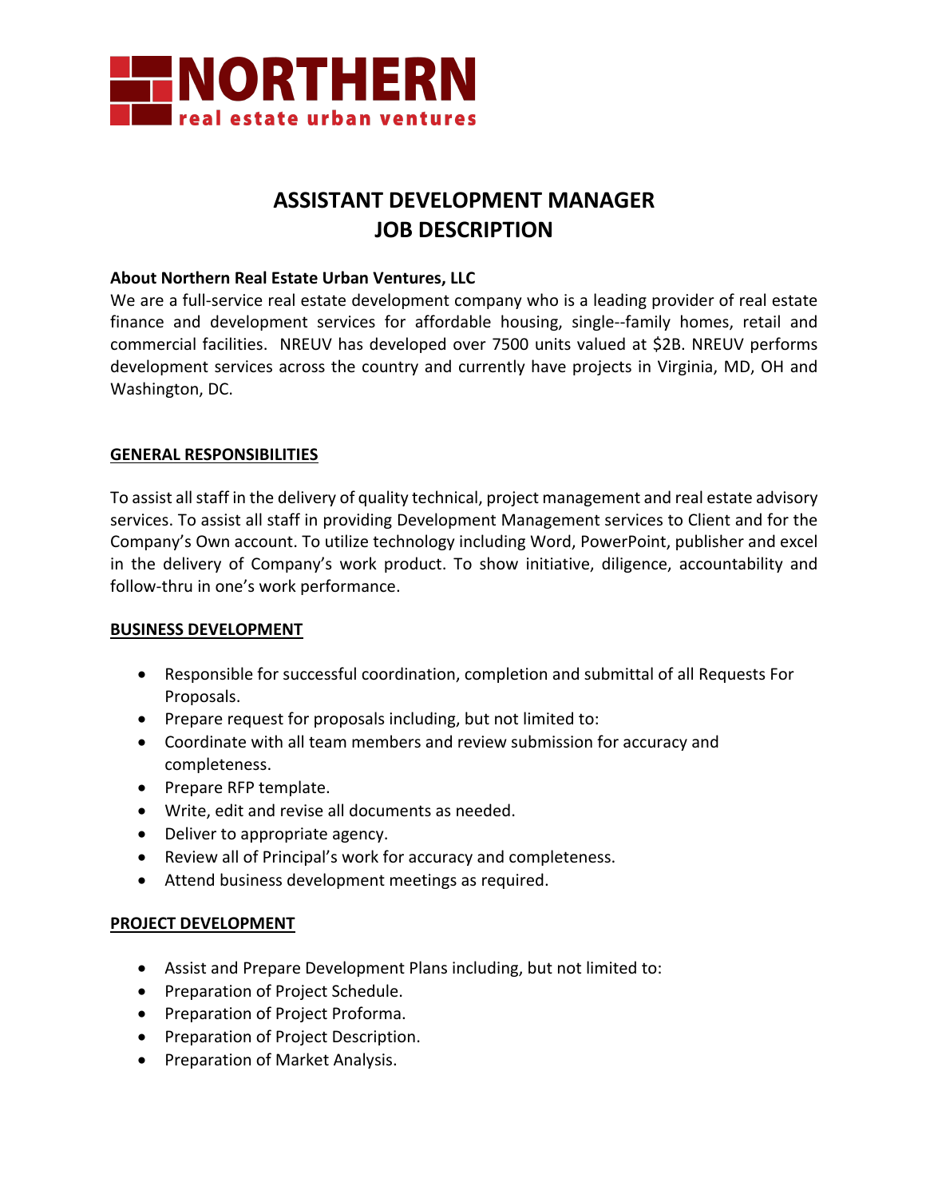# NORTHERN
real estate urban ventures

## ASSISTANT DEVELOPMENT MANAGER
## JOB DESCRIPTION

**About Northern Real Estate Urban Ventures, LLC**

We are a full-service real estate development company who is a leading provider of real estate finance and development services for affordable housing, single--family homes, retail and commercial facilities. NREUV has developed over 7500 units valued at $2B. NREUV performs development services across the country and currently have projects in Virginia, MD, OH and Washington, DC.

### GENERAL RESPONSIBILITIES

To assist all staff in the delivery of quality technical, project management and real estate advisory services. To assist all staff in providing Development Management services to Client and for the Company's Own account. To utilize technology including Word, PowerPoint, publisher and excel in the delivery of Company's work product. To show initiative, diligence, accountability and follow-thru in one's work performance.

### BUSINESS DEVELOPMENT

- Responsible for successful coordination, completion and submittal of all Requests For Proposals.
- Prepare request for proposals including, but not limited to:
- Coordinate with all team members and review submission for accuracy and completeness.
- Prepare RFP template.
- Write, edit and revise all documents as needed.
- Deliver to appropriate agency.
- Review all of Principal's work for accuracy and completeness.
- Attend business development meetings as required.

### PROJECT DEVELOPMENT

- Assist and Prepare Development Plans including, but not limited to:
- Preparation of Project Schedule.
- Preparation of Project Proforma.
- Preparation of Project Description.
- Preparation of Market Analysis.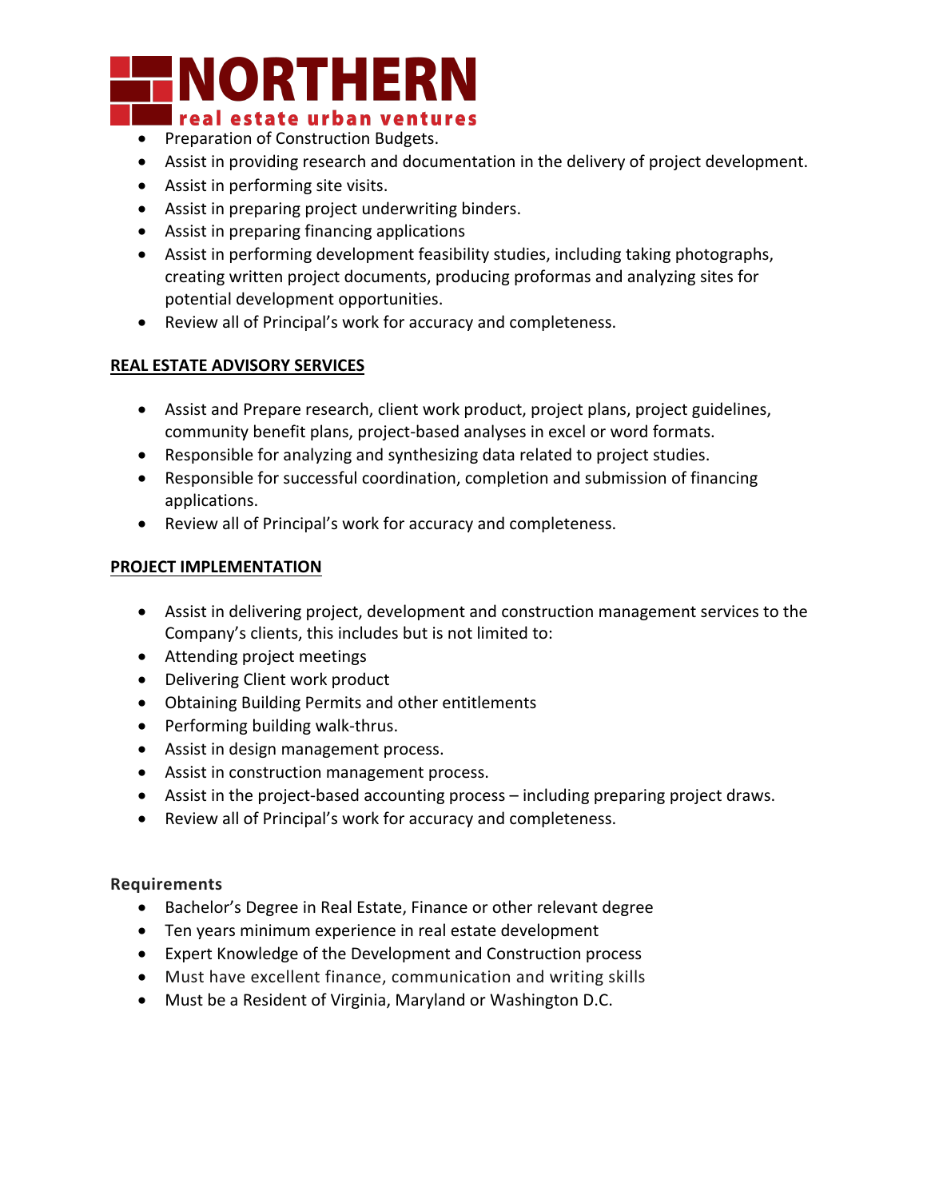- Preparation of Construction Budgets.
- Assist in providing research and documentation in the delivery of project development.
- Assist in performing site visits.
- Assist in preparing project underwriting binders.
- Assist in preparing financing applications
- Assist in performing development feasibility studies, including taking photographs, creating written project documents, producing proformas and analyzing sites for potential development opportunities.
- Review all of Principal's work for accuracy and completeness.

**REAL ESTATE ADVISORY SERVICES**

- Assist and Prepare research, client work product, project plans, project guidelines, community benefit plans, project-based analyses in excel or word formats.
- Responsible for analyzing and synthesizing data related to project studies.
- Responsible for successful coordination, completion and submission of financing applications.
- Review all of Principal's work for accuracy and completeness.

**PROJECT IMPLEMENTATION**

- Assist in delivering project, development and construction management services to the Company's clients, this includes but is not limited to:
- Attending project meetings
- Delivering Client work product
- Obtaining Building Permits and other entitlements
- Performing building walk-thrus.
- Assist in design management process.
- Assist in construction management process.
- Assist in the project-based accounting process – including preparing project draws.
- Review all of Principal's work for accuracy and completeness.

**Requirements**

- Bachelor's Degree in Real Estate, Finance or other relevant degree
- Ten years minimum experience in real estate development
- Expert Knowledge of the Development and Construction process
- Must have excellent finance, communication and writing skills
- Must be a Resident of Virginia, Maryland or Washington D.C.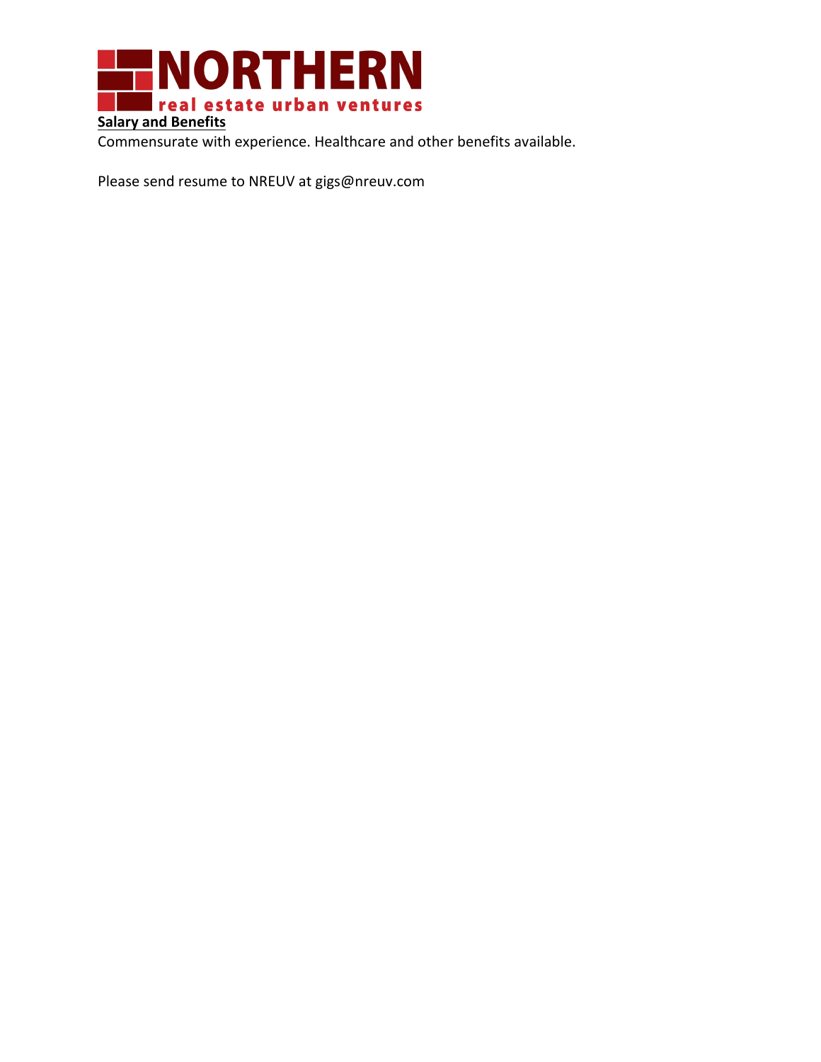**NORTHERN**
real estate urban ventures

**Salary and Benefits**

Commensurate with experience. Healthcare and other benefits available.

Please send resume to NREUV at gigs@nreuv.com